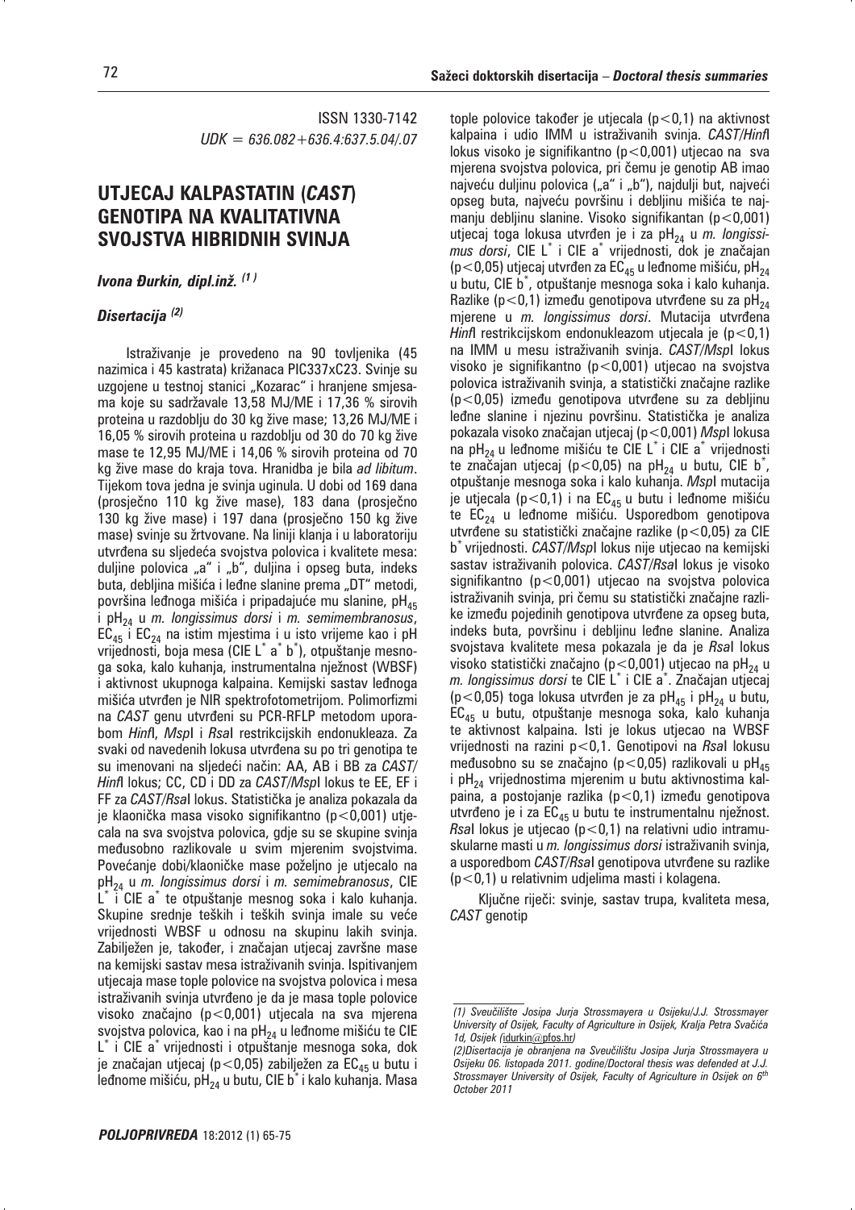ISSN 1330-7142

$UDK = 636.082+636.4:637.5.04/.07$

# UTJECAJ KALPASTATIN (*CAST*) GENOTIPA NA KVALITATIVNA SVOJSTVA HIBRIDNIH SVINJA

***Ivona Đurkin, dipl.inž.*** [(1)]

***Disertacija*** [(2)]

Istraživanje je provedeno na 90 tovljenika (45 nazimica i 45 kastrata) križanaca PIC337xC23. Svinje su uzgojene u testnoj stanici „Kozarac" i hranjene smjesama koje su sadržavale 13,58 MJ/ME i 17,36 % sirovih proteina u razdoblju do 30 kg žive mase; 13,26 MJ/ME i 16,05 % sirovih proteina u razdoblju od 30 do 70 kg žive mase te 12,95 MJ/ME i 14,06 % sirovih proteina od 70 kg žive mase do kraja tova. Hranidba je bila *ad libitum*. Tijekom tova jedna je svinja uginula. U dobi od 169 dana (prosječno 110 kg žive mase), 183 dana (prosječno 130 kg žive mase) i 197 dana (prosječno 150 kg žive mase) svinje su žrtvovane. Na liniji klanja i u laboratoriju utvrđena su sljedeća svojstva polovica i kvalitete mesa: duljine polovica „a" i „b", duljina i opseg buta, indeks buta, debljina mišića i leđne slanine prema „DT" metodi, površina leđnoga mišića i pripadajuće mu slanine, $pH_{45}$ i $pH_{24}$ u *m. longissimus dorsi* i *m. semimembranosus*, $EC_{45}$ i $EC_{24}$ na istim mjestima i u isto vrijeme kao i pH vrijednosti, boja mesa (CIE $L^*$ $a^*$ $b^*$), otpuštanje mesnoga soka, kalo kuhanja, instrumentalna nježnost (WBSF) i aktivnost ukupnoga kalpaina. Kemijski sastav leđnoga mišića utvrđen je NIR spektrofotometrijom. Polimorfizmi na *CAST* genu utvrđeni su PCR-RFLP metodom uporabom *Hinf*I, *Msp*I i *Rsa*I restrikcijskih endonukleaza. Za svaki od navedenih lokusa utvrđena su po tri genotipa te su imenovani na sljedeći način: AA, AB i BB za *CAST/Hinf*I lokus; CC, CD i DD za *CAST/Msp*I lokus te EE, EF i FF za *CAST/Rsa*I lokus. Statistička je analiza pokazala da je klaonička masa visoko signifikantno ($p<0,001$) utjecala na sva svojstva polovica, gdje su se skupine svinja međusobno razlikovale u svim mjerenim svojstvima. Povećanje dobi/klaoničke mase poželjno je utjecalo na $pH_{24}$ u *m. longissimus dorsi* i *m. semimebranosus*, CIE $L^*$ i CIE $a^*$ te otpuštanje mesnog soka i kalo kuhanja. Skupine srednje teških i teških svinja imale su veće vrijednosti WBSF u odnosu na skupinu lakih svinja. Zabilježen je, također, i značajan utjecaj završne mase na kemijski sastav mesa istraživanih svinja. Ispitivanjem utjecaja mase tople polovice na svojstva polovica i mesa istraživanih svinja utvrđeno je da je masa tople polovice visoko značajno ($p<0,001$) utjecala na sva mjerena svojstva polovica, kao i na $pH_{24}$ u leđnome mišiću te CIE $L^*$ i CIE $a^*$ vrijednosti i otpuštanje mesnoga soka, dok je značajan utjecaj ($p<0,05$) zabilježen za $EC_{45}$ u butu i leđnome mišiću, $pH_{24}$ u butu, CIE $b^*$ i kalo kuhanja. Masa tople polovice također je utjecala ($p<0,1$) na aktivnost kalpaina i udio IMM u istraživanih svinja. *CAST/Hinf*I lokus visoko je signifikantno ($p<0,001$) utjecao na sva mjerena svojstva polovica, pri čemu je genotip AB imao najveću duljinu polovica („a" i „b"), najdulji but, najveći opseg buta, najveću površinu i debljinu mišića te najmanju debljinu slanine. Visoko signifikantan ($p<0,001$) utjecaj toga lokusa utvrđen je i za $pH_{24}$ u *m. longissimus dorsi*, CIE $L^*$ i CIE $a^*$ vrijednosti, dok je značajan ($p<0,05$) utjecaj utvrđen za $EC_{45}$ u leđnome mišiću, $pH_{24}$ u butu, CIE $b^*$, otpuštanje mesnoga soka i kalo kuhanja. Razlike ($p<0,1$) između genotipova utvrđene su za $pH_{24}$ mjerene u *m. longissimus dorsi*. Mutacija utvrđena *Hinf*I restrikcijskom endonukleazom utjecala je ($p<0,1$) na IMM u mesu istraživanih svinja. *CAST/Msp*I lokus visoko je signifikantno ($p<0,001$) utjecao na svojstva polovica istraživanih svinja, a statistički značajne razlike ($p<0,05$) između genotipova utvrđene su za debljinu leđne slanine i njezinu površinu. Statistička je analiza pokazala visoko značajan utjecaj ($p<0,001$) *Msp*I lokusa na $pH_{24}$ u leđnome mišiću te CIE $L^*$ i CIE $a^*$ vrijednosti te značajan utjecaj ($p<0,05$) na $pH_{24}$ u butu, CIE $b^*$, otpuštanje mesnoga soka i kalo kuhanja. *Msp*I mutacija je utjecala ($p<0,1$) i na $EC_{45}$ u butu i leđnome mišiću te $EC_{24}$ u leđnome mišiću. Usporedbom genotipova utvrđene su statistički značajne razlike ($p<0,05$) za CIE $b^*$ vrijednosti. *CAST/Msp*I lokus nije utjecao na kemijski sastav istraživanih polovica. *CAST/Rsa*I lokus je visoko signifikantno ($p<0,001$) utjecao na svojstva polovica istraživanih svinja, pri čemu su statistički značajne razlike između pojedinih genotipova utvrđene za opseg buta, indeks buta, površinu i debljinu leđne slanine. Analiza svojstava kvalitete mesa pokazala je da je *Rsa*I lokus visoko statistički značajno ($p<0,001$) utjecao na $pH_{24}$ u *m. longissimus dorsi* te CIE $L^*$ i CIE $a^*$. Značajan utjecaj ($p<0,05$) toga lokusa utvrđen je za $pH_{45}$ i $pH_{24}$ u butu, $EC_{45}$ u butu, otpuštanje mesnoga soka, kalo kuhanja te aktivnost kalpaina. Isti je lokus utjecao na WBSF vrijednosti na razini $p<0,1$. Genotipovi na *Rsa*I lokusu međusobno su se značajno ($p<0,05$) razlikovali u $pH_{45}$ i $pH_{24}$ vrijednostima mjerenim u butu aktivnostima kalpaina, a postojanje razlika ($p<0,1$) između genotipova utvrđeno je i za $EC_{45}$ u butu te instrumentalnu nježnost. *Rsa*I lokus je utjecao ($p<0,1$) na relativni udio intramuskularne masti u *m. longissimus dorsi* istraživanih svinja, a usporedbom *CAST/Rsa*I genotipova utvrđene su razlike ($p<0,1$) u relativnim udjelima masti i kolagena.

Ključne riječi: svinje, sastav trupa, kvaliteta mesa, *CAST* genotip

---

*(1) Sveučilište Josipa Jurja Strossmayera u Osijeku/J.J. Strossmayer University of Osijek, Faculty of Agriculture in Osijek, Kralja Petra Svačića 1d, Osijek (idurkin@pfos.hr)*

*(2)Disertacija je obranjena na Sveučilištu Josipa Jurja Strossmayera u Osijeku 06. listopada 2011. godine/Doctoral thesis was defended at J.J. Strossmayer University of Osijek, Faculty of Agriculture in Osijek on 6th October 2011*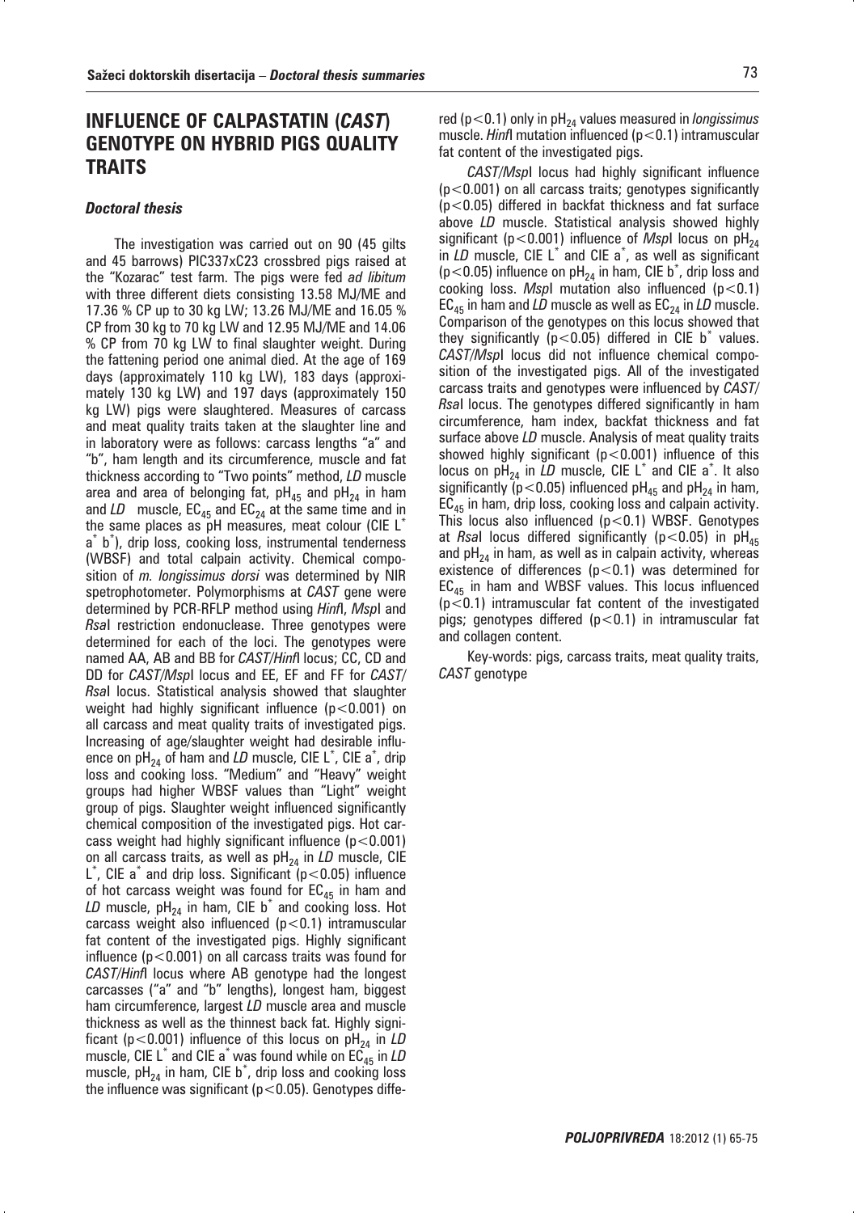# INFLUENCE OF CALPASTATIN (*CAST*) GENOTYPE ON HYBRID PIGS QUALITY TRAITS

### *Doctoral thesis*

The investigation was carried out on 90 (45 gilts and 45 barrows) PIC337xC23 crossbred pigs raised at the "Kozarac" test farm. The pigs were fed *ad libitum* with three different diets consisting 13.58 MJ/ME and 17.36 % CP up to 30 kg LW; 13.26 MJ/ME and 16.05 % CP from 30 kg to 70 kg LW and 12.95 MJ/ME and 14.06 % CP from 70 kg LW to final slaughter weight. During the fattening period one animal died. At the age of 169 days (approximately 110 kg LW), 183 days (approximately 130 kg LW) and 197 days (approximately 150 kg LW) pigs were slaughtered. Measures of carcass and meat quality traits taken at the slaughter line and in laboratory were as follows: carcass lengths "a" and "b", ham length and its circumference, muscle and fat thickness according to "Two points" method, *LD* muscle area and area of belonging fat, $pH_{45}$ and $pH_{24}$ in ham and *LD* muscle, $EC_{45}$ and $EC_{24}$ at the same time and in the same places as pH measures, meat colour (CIE $L^*$ $a^*$ $b^*$), drip loss, cooking loss, instrumental tenderness (WBSF) and total calpain activity. Chemical composition of *m. longissimus dorsi* was determined by NIR spetrophotometer. Polymorphisms at *CAST* gene were determined by PCR-RFLP method using *Hinf*I, *Msp*I and *Rsa*I restriction endonuclease. Three genotypes were determined for each of the loci. The genotypes were named AA, AB and BB for *CAST*/*Hinf*I locus; CC, CD and DD for *CAST*/*Msp*I locus and EE, EF and FF for *CAST*/*Rsa*I locus. Statistical analysis showed that slaughter weight had highly significant influence ($p<0.001$) on all carcass and meat quality traits of investigated pigs. Increasing of age/slaughter weight had desirable influence on $pH_{24}$ of ham and *LD* muscle, CIE $L^*$, CIE $a^*$, drip loss and cooking loss. "Medium" and "Heavy" weight groups had higher WBSF values than "Light" weight group of pigs. Slaughter weight influenced significantly chemical composition of the investigated pigs. Hot carcass weight had highly significant influence ($p<0.001$) on all carcass traits, as well as $pH_{24}$ in *LD* muscle, CIE $L^*$, CIE $a^*$ and drip loss. Significant ($p<0.05$) influence of hot carcass weight was found for $EC_{45}$ in ham and *LD* muscle, $pH_{24}$ in ham, CIE $b^*$ and cooking loss. Hot carcass weight also influenced ($p<0.1$) intramuscular fat content of the investigated pigs. Highly significant influence ($p<0.001$) on all carcass traits was found for *CAST*/*Hinf*I locus where AB genotype had the longest carcasses ("a" and "b" lengths), longest ham, biggest ham circumference, largest *LD* muscle area and muscle thickness as well as the thinnest back fat. Highly significant ($p<0.001$) influence of this locus on $pH_{24}$ in *LD* muscle, CIE $L^*$ and CIE $a^*$ was found while on $EC_{45}$ in *LD* muscle, $pH_{24}$ in ham, CIE $b^*$, drip loss and cooking loss the influence was significant ($p<0.05$). Genotypes differed ($p<0.1$) only in $pH_{24}$ values measured in *longissimus* muscle. *Hinf*I mutation influenced ($p<0.1$) intramuscular fat content of the investigated pigs.

*CAST*/*Msp*I locus had highly significant influence ($p<0.001$) on all carcass traits; genotypes significantly ($p<0.05$) differed in backfat thickness and fat surface above *LD* muscle. Statistical analysis showed highly significant ($p<0.001$) influence of *Msp*I locus on $pH_{24}$ in *LD* muscle, CIE $L^*$ and CIE $a^*$, as well as significant ($p<0.05$) influence on $pH_{24}$ in ham, CIE $b^*$, drip loss and cooking loss. *Msp*I mutation also influenced ($p<0.1$) $EC_{45}$ in ham and *LD* muscle as well as $EC_{24}$ in *LD* muscle. Comparison of the genotypes on this locus showed that they significantly ($p<0.05$) differed in CIE $b^*$ values. *CAST*/*Msp*I locus did not influence chemical composition of the investigated pigs. All of the investigated carcass traits and genotypes were influenced by *CAST*/*Rsa*I locus. The genotypes differed significantly in ham circumference, ham index, backfat thickness and fat surface above *LD* muscle. Analysis of meat quality traits showed highly significant ($p<0.001$) influence of this locus on $pH_{24}$ in *LD* muscle, CIE $L^*$ and CIE $a^*$. It also significantly ($p<0.05$) influenced $pH_{45}$ and $pH_{24}$ in ham, $EC_{45}$ in ham, drip loss, cooking loss and calpain activity. This locus also influenced ($p<0.1$) WBSF. Genotypes at *Rsa*I locus differed significantly ($p<0.05$) in $pH_{45}$ and $pH_{24}$ in ham, as well as in calpain activity, whereas existence of differences ($p<0.1$) was determined for $EC_{45}$ in ham and WBSF values. This locus influenced ($p<0.1$) intramuscular fat content of the investigated pigs; genotypes differed ($p<0.1$) in intramuscular fat and collagen content.

Key-words: pigs, carcass traits, meat quality traits, *CAST* genotype